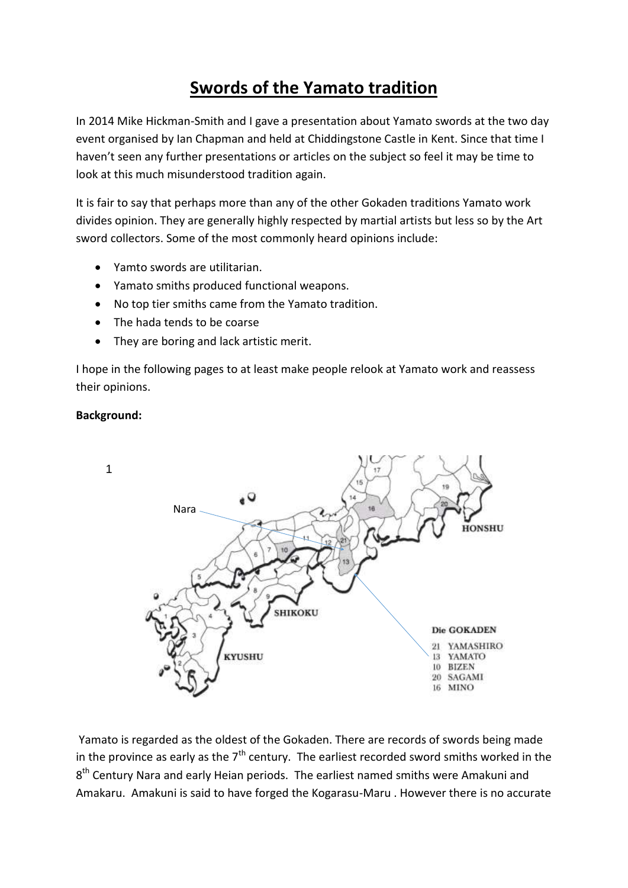# Swords of the Yamato tradition

In 2014 Mike Hickman-Smith and I gave a presentation about Yamato swords at the two day event organised by Ian Chapman and held at Chiddingstone Castle in Kent. Since that time I haven't seen any further presentations or articles on the subject so feel it may be time to look at this much misunderstood tradition again.

It is fair to say that perhaps more than any of the other Gokaden traditions Yamato work divides opinion. They are generally highly respected by martial artists but less so by the Art sword collectors. Some of the most commonly heard opinions include:

- Yamto swords are utilitarian.
- Yamato smiths produced functional weapons.
- No top tier smiths came from the Yamato tradition.
- The hada tends to be coarse
- They are boring and lack artistic merit.

I hope in the following pages to at least make people relook at Yamato work and reassess their opinions.

**Background:**

1

Nara

HONSHU

SHIKOKU

KYUSHU

Die GOKADEN

21 YAMASHIRO
13 YAMATO
10 BIZEN
20 SAGAMI
16 MINO

Yamato is regarded as the oldest of the Gokaden. There are records of swords being made in the province as early as the 7th century. The earliest recorded sword smiths worked in the 8th Century Nara and early Heian periods. The earliest named smiths were Amakuni and Amakaru. Amakuni is said to have forged the Kogarasu-Maru . However there is no accurate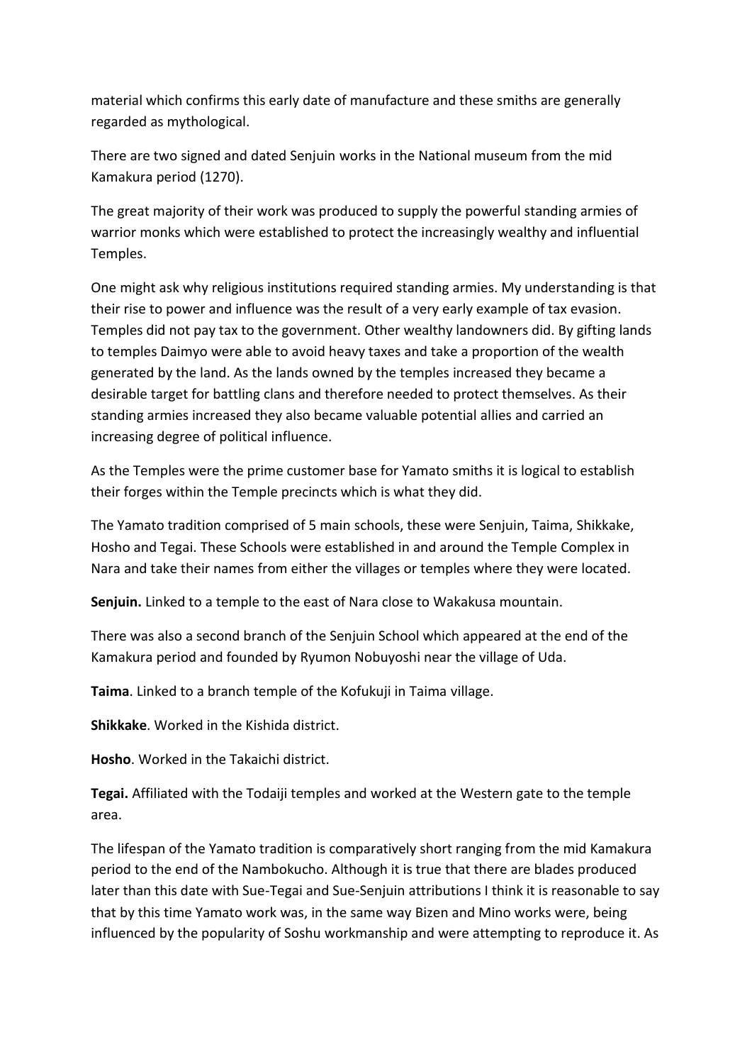material which confirms this early date of manufacture and these smiths are generally regarded as mythological.

There are two signed and dated Senjuin works in the National museum from the mid Kamakura period (1270).

The great majority of their work was produced to supply the powerful standing armies of warrior monks which were established to protect the increasingly wealthy and influential Temples.

One might ask why religious institutions required standing armies. My understanding is that their rise to power and influence was the result of a very early example of tax evasion. Temples did not pay tax to the government. Other wealthy landowners did. By gifting lands to temples Daimyo were able to avoid heavy taxes and take a proportion of the wealth generated by the land. As the lands owned by the temples increased they became a desirable target for battling clans and therefore needed to protect themselves. As their standing armies increased they also became valuable potential allies and carried an increasing degree of political influence.

As the Temples were the prime customer base for Yamato smiths it is logical to establish their forges within the Temple precincts which is what they did.

The Yamato tradition comprised of 5 main schools, these were Senjuin, Taima, Shikkake, Hosho and Tegai. These Schools were established in and around the Temple Complex in Nara and take their names from either the villages or temples where they were located.

**Senjuin.** Linked to a temple to the east of Nara close to Wakakusa mountain.

There was also a second branch of the Senjuin School which appeared at the end of the Kamakura period and founded by Ryumon Nobuyoshi near the village of Uda.

**Taima**. Linked to a branch temple of the Kofukuji in Taima village.

**Shikkake**. Worked in the Kishida district.

**Hosho**. Worked in the Takaichi district.

**Tegai.** Affiliated with the Todaiji temples and worked at the Western gate to the temple area.

The lifespan of the Yamato tradition is comparatively short ranging from the mid Kamakura period to the end of the Nambokucho. Although it is true that there are blades produced later than this date with Sue-Tegai and Sue-Senjuin attributions I think it is reasonable to say that by this time Yamato work was, in the same way Bizen and Mino works were, being influenced by the popularity of Soshu workmanship and were attempting to reproduce it. As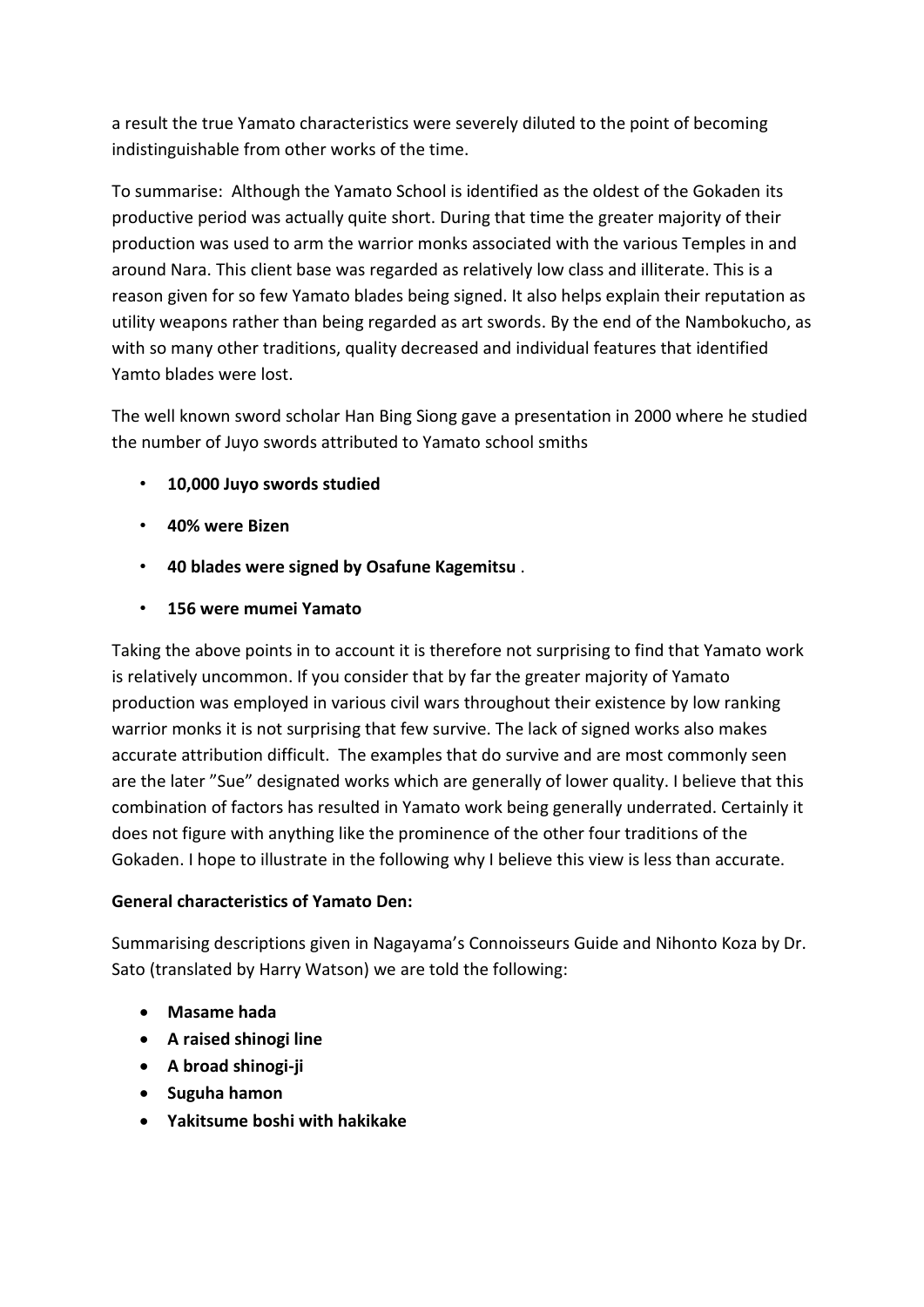a result the true Yamato characteristics were severely diluted to the point of becoming indistinguishable from other works of the time.

To summarise: Although the Yamato School is identified as the oldest of the Gokaden its productive period was actually quite short. During that time the greater majority of their production was used to arm the warrior monks associated with the various Temples in and around Nara. This client base was regarded as relatively low class and illiterate. This is a reason given for so few Yamato blades being signed. It also helps explain their reputation as utility weapons rather than being regarded as art swords. By the end of the Nambokucho, as with so many other traditions, quality decreased and individual features that identified Yamto blades were lost.

The well known sword scholar Han Bing Siong gave a presentation in 2000 where he studied the number of Juyo swords attributed to Yamato school smiths

- **10,000 Juyo swords studied**
- **40% were Bizen**
- **40 blades were signed by Osafune Kagemitsu** .
- **156 were mumei Yamato**

Taking the above points in to account it is therefore not surprising to find that Yamato work is relatively uncommon. If you consider that by far the greater majority of Yamato production was employed in various civil wars throughout their existence by low ranking warrior monks it is not surprising that few survive. The lack of signed works also makes accurate attribution difficult. The examples that do survive and are most commonly seen are the later "Sue" designated works which are generally of lower quality. I believe that this combination of factors has resulted in Yamato work being generally underrated. Certainly it does not figure with anything like the prominence of the other four traditions of the Gokaden. I hope to illustrate in the following why I believe this view is less than accurate.

**General characteristics of Yamato Den:**

Summarising descriptions given in Nagayama's Connoisseurs Guide and Nihonto Koza by Dr. Sato (translated by Harry Watson) we are told the following:

- **Masame hada**
- **A raised shinogi line**
- **A broad shinogi-ji**
- **Suguha hamon**
- **Yakitsume boshi with hakikake**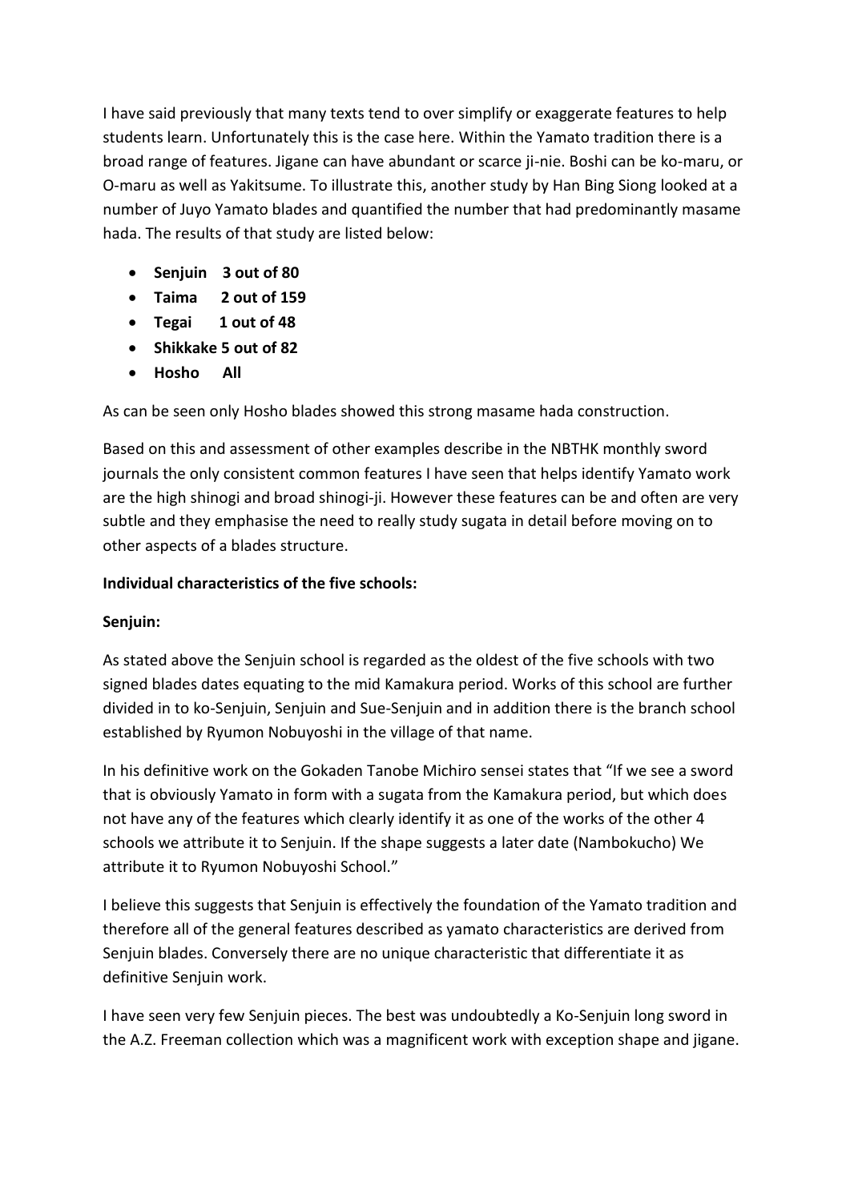I have said previously that many texts tend to over simplify or exaggerate features to help students learn. Unfortunately this is the case here. Within the Yamato tradition there is a broad range of features. Jigane can have abundant or scarce ji-nie. Boshi can be ko-maru, or O-maru as well as Yakitsume. To illustrate this, another study by Han Bing Siong looked at a number of Juyo Yamato blades and quantified the number that had predominantly masame hada. The results of that study are listed below:

- **Senjuin 3 out of 80**
- **Taima 2 out of 159**
- **Tegai 1 out of 48**
- **Shikkake 5 out of 82**
- **Hosho All**

As can be seen only Hosho blades showed this strong masame hada construction.

Based on this and assessment of other examples describe in the NBTHK monthly sword journals the only consistent common features I have seen that helps identify Yamato work are the high shinogi and broad shinogi-ji. However these features can be and often are very subtle and they emphasise the need to really study sugata in detail before moving on to other aspects of a blades structure.

**Individual characteristics of the five schools:**

**Senjuin:**

As stated above the Senjuin school is regarded as the oldest of the five schools with two signed blades dates equating to the mid Kamakura period. Works of this school are further divided in to ko-Senjuin, Senjuin and Sue-Senjuin and in addition there is the branch school established by Ryumon Nobuyoshi in the village of that name.

In his definitive work on the Gokaden Tanobe Michiro sensei states that "If we see a sword that is obviously Yamato in form with a sugata from the Kamakura period, but which does not have any of the features which clearly identify it as one of the works of the other 4 schools we attribute it to Senjuin. If the shape suggests a later date (Nambokucho) We attribute it to Ryumon Nobuyoshi School."

I believe this suggests that Senjuin is effectively the foundation of the Yamato tradition and therefore all of the general features described as yamato characteristics are derived from Senjuin blades. Conversely there are no unique characteristic that differentiate it as definitive Senjuin work.

I have seen very few Senjuin pieces. The best was undoubtedly a Ko-Senjuin long sword in the A.Z. Freeman collection which was a magnificent work with exception shape and jigane.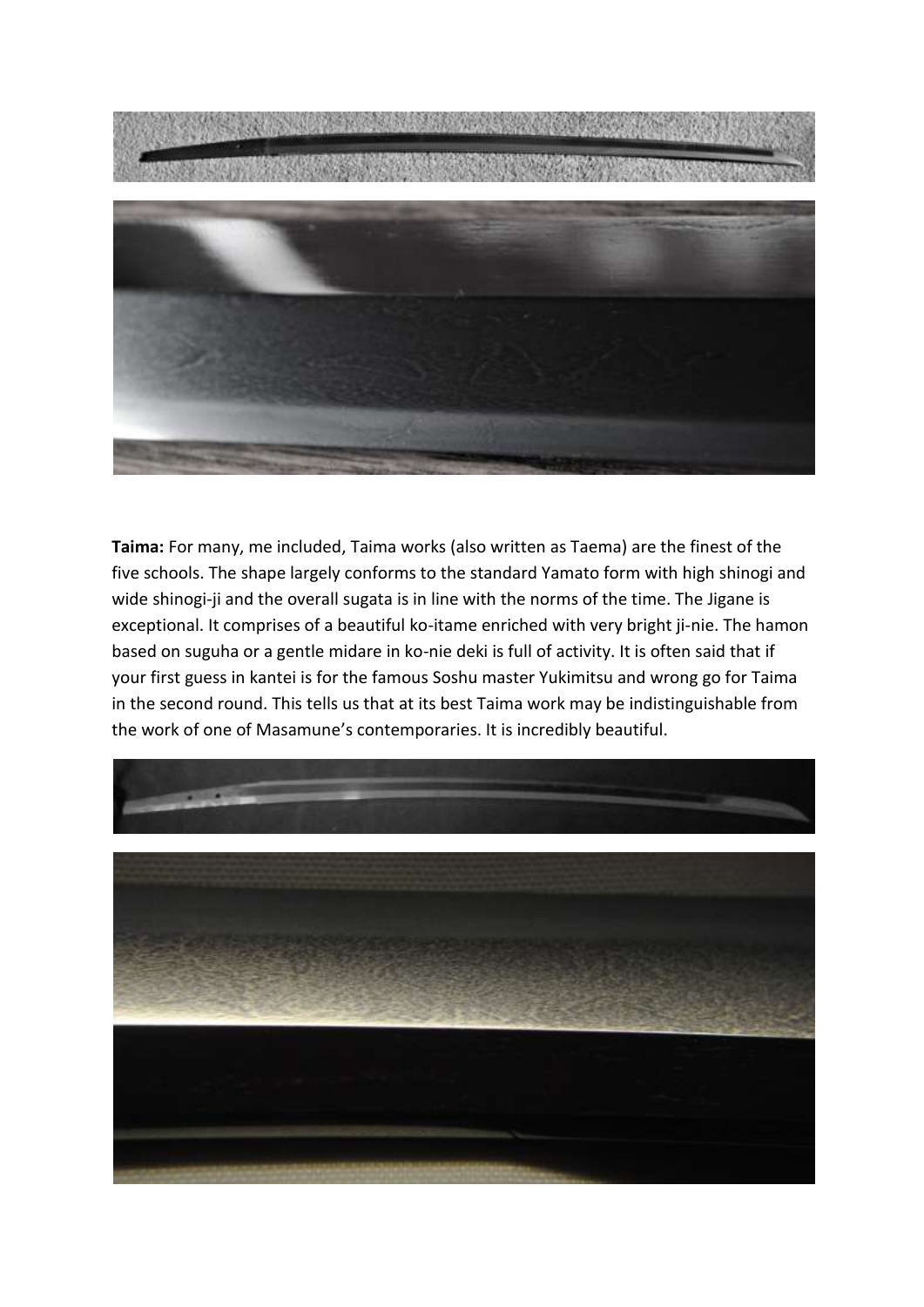**Taima:** For many, me included, Taima works (also written as Taema) are the finest of the five schools. The shape largely conforms to the standard Yamato form with high shinogi and wide shinogi-ji and the overall sugata is in line with the norms of the time. The Jigane is exceptional. It comprises of a beautiful ko-itame enriched with very bright ji-nie. The hamon based on suguha or a gentle midare in ko-nie deki is full of activity. It is often said that if your first guess in kantei is for the famous Soshu master Yukimitsu and wrong go for Taima in the second round. This tells us that at its best Taima work may be indistinguishable from the work of one of Masamune's contemporaries. It is incredibly beautiful.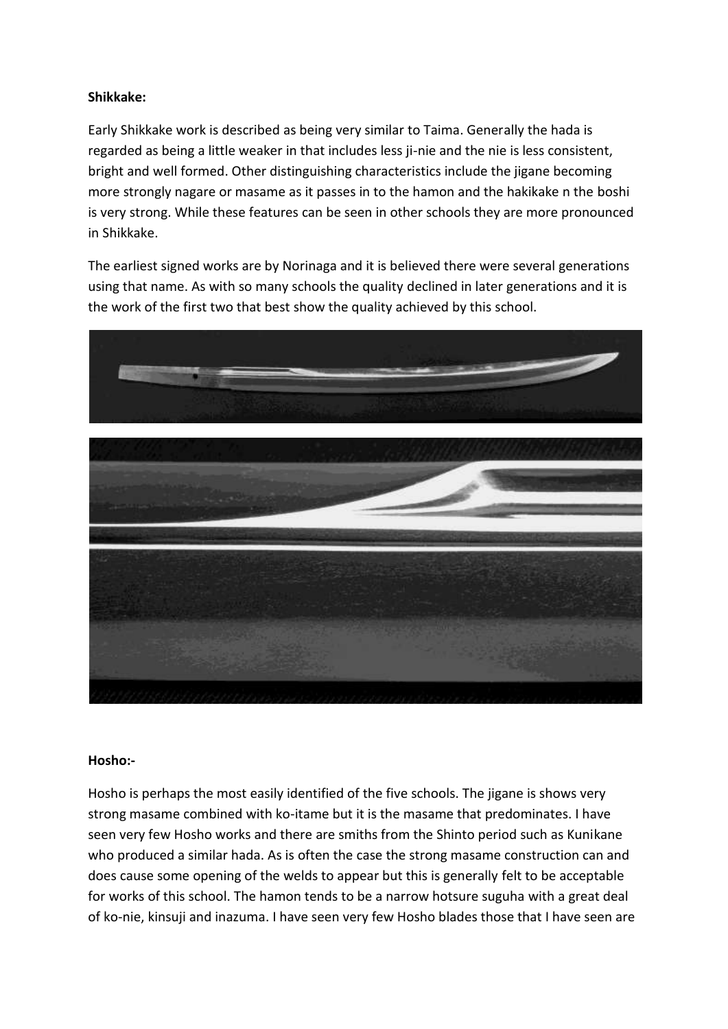**Shikkake:**

Early Shikkake work is described as being very similar to Taima. Generally the hada is regarded as being a little weaker in that includes less ji-nie and the nie is less consistent, bright and well formed. Other distinguishing characteristics include the jigane becoming more strongly nagare or masame as it passes in to the hamon and the hakikake n the boshi is very strong. While these features can be seen in other schools they are more pronounced in Shikkake.

The earliest signed works are by Norinaga and it is believed there were several generations using that name. As with so many schools the quality declined in later generations and it is the work of the first two that best show the quality achieved by this school.

**Hosho:-**

Hosho is perhaps the most easily identified of the five schools. The jigane is shows very strong masame combined with ko-itame but it is the masame that predominates. I have seen very few Hosho works and there are smiths from the Shinto period such as Kunikane who produced a similar hada. As is often the case the strong masame construction can and does cause some opening of the welds to appear but this is generally felt to be acceptable for works of this school. The hamon tends to be a narrow hotsure suguha with a great deal of ko-nie, kinsuji and inazuma. I have seen very few Hosho blades those that I have seen are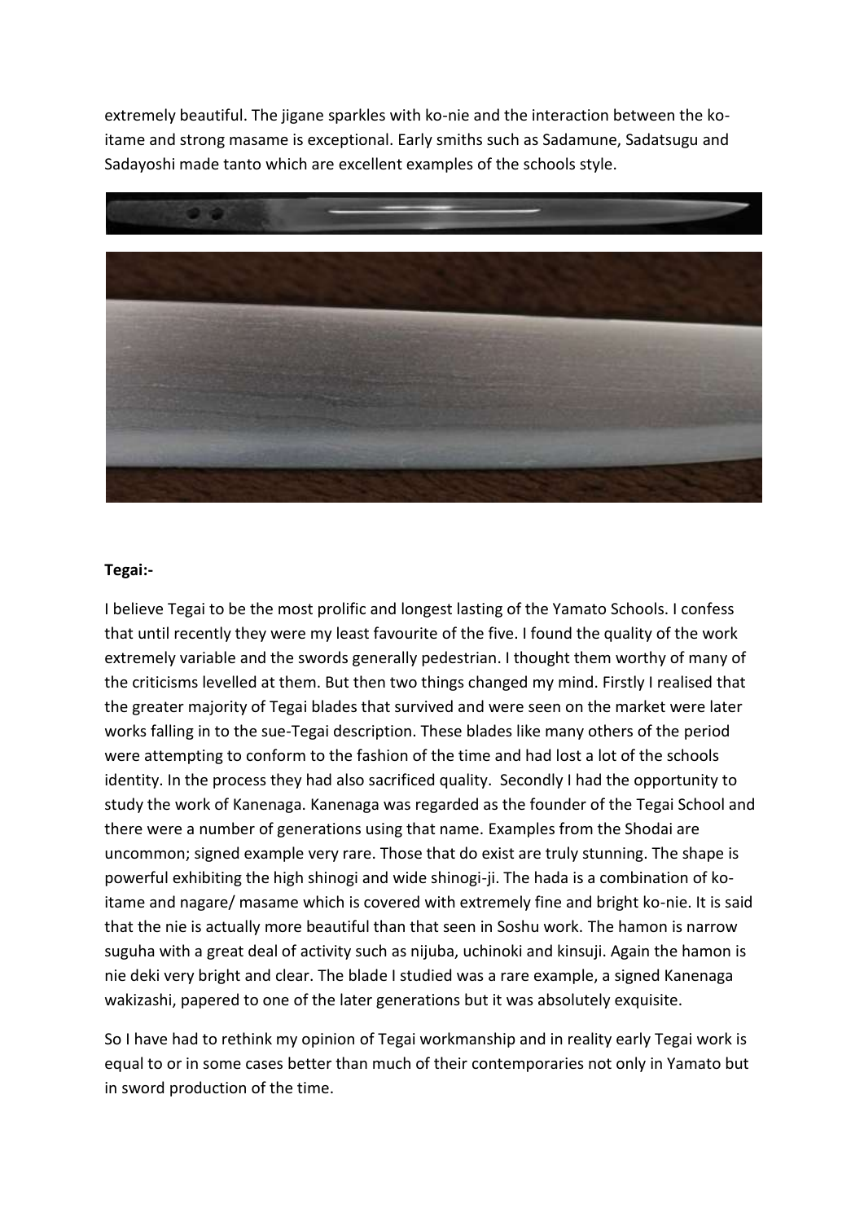extremely beautiful. The jigane sparkles with ko-nie and the interaction between the ko-itame and strong masame is exceptional. Early smiths such as Sadamune, Sadatsugu and Sadayoshi made tanto which are excellent examples of the schools style.

**Tegai:-**

I believe Tegai to be the most prolific and longest lasting of the Yamato Schools. I confess that until recently they were my least favourite of the five. I found the quality of the work extremely variable and the swords generally pedestrian. I thought them worthy of many of the criticisms levelled at them. But then two things changed my mind. Firstly I realised that the greater majority of Tegai blades that survived and were seen on the market were later works falling in to the sue-Tegai description. These blades like many others of the period were attempting to conform to the fashion of the time and had lost a lot of the schools identity. In the process they had also sacrificed quality. Secondly I had the opportunity to study the work of Kanenaga. Kanenaga was regarded as the founder of the Tegai School and there were a number of generations using that name. Examples from the Shodai are uncommon; signed example very rare. Those that do exist are truly stunning. The shape is powerful exhibiting the high shinogi and wide shinogi-ji. The hada is a combination of ko-itame and nagare/ masame which is covered with extremely fine and bright ko-nie. It is said that the nie is actually more beautiful than that seen in Soshu work. The hamon is narrow suguha with a great deal of activity such as nijuba, uchinoki and kinsuji. Again the hamon is nie deki very bright and clear. The blade I studied was a rare example, a signed Kanenaga wakizashi, papered to one of the later generations but it was absolutely exquisite.

So I have had to rethink my opinion of Tegai workmanship and in reality early Tegai work is equal to or in some cases better than much of their contemporaries not only in Yamato but in sword production of the time.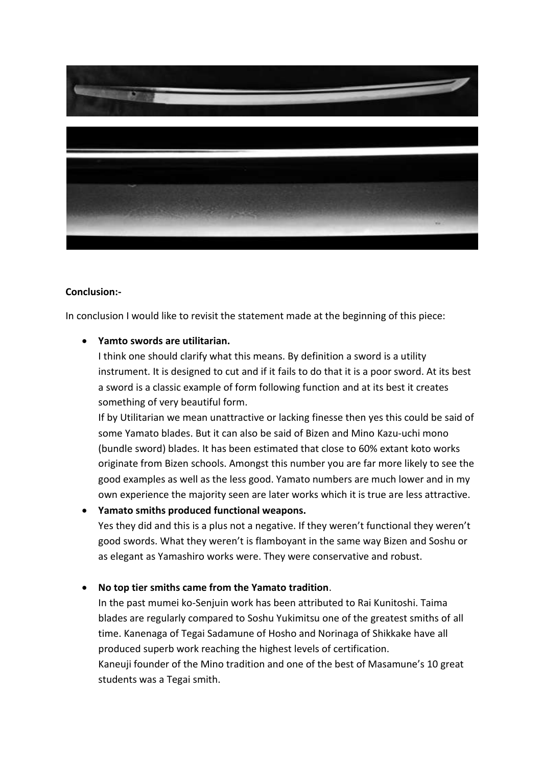**Conclusion:-**

In conclusion I would like to revisit the statement made at the beginning of this piece:

- **Yamto swords are utilitarian.**
  I think one should clarify what this means. By definition a sword is a utility instrument. It is designed to cut and if it fails to do that it is a poor sword. At its best a sword is a classic example of form following function and at its best it creates something of very beautiful form.
  If by Utilitarian we mean unattractive or lacking finesse then yes this could be said of some Yamato blades. But it can also be said of Bizen and Mino Kazu-uchi mono (bundle sword) blades. It has been estimated that close to 60% extant koto works originate from Bizen schools. Amongst this number you are far more likely to see the good examples as well as the less good. Yamato numbers are much lower and in my own experience the majority seen are later works which it is true are less attractive.
- **Yamato smiths produced functional weapons.**
  Yes they did and this is a plus not a negative. If they weren't functional they weren't good swords. What they weren't is flamboyant in the same way Bizen and Soshu or as elegant as Yamashiro works were. They were conservative and robust.

- **No top tier smiths came from the Yamato tradition**.
  In the past mumei ko-Senjuin work has been attributed to Rai Kunitoshi. Taima blades are regularly compared to Soshu Yukimitsu one of the greatest smiths of all time. Kanenaga of Tegai Sadamune of Hosho and Norinaga of Shikkake have all produced superb work reaching the highest levels of certification.
  Kaneuji founder of the Mino tradition and one of the best of Masamune's 10 great students was a Tegai smith.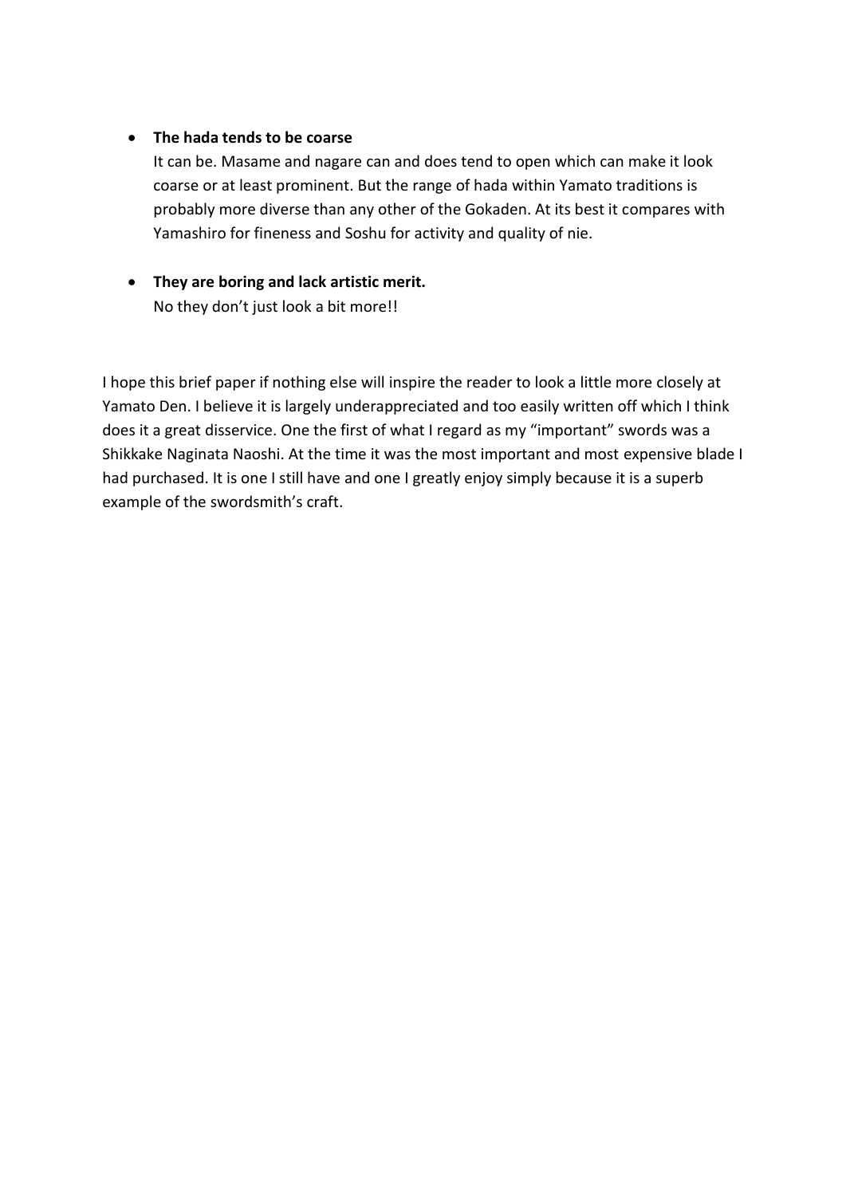- **The hada tends to be coarse**
  It can be. Masame and nagare can and does tend to open which can make it look coarse or at least prominent. But the range of hada within Yamato traditions is probably more diverse than any other of the Gokaden. At its best it compares with Yamashiro for fineness and Soshu for activity and quality of nie.

- **They are boring and lack artistic merit.**
  No they don't just look a bit more!!

I hope this brief paper if nothing else will inspire the reader to look a little more closely at Yamato Den. I believe it is largely underappreciated and too easily written off which I think does it a great disservice. One the first of what I regard as my "important" swords was a Shikkake Naginata Naoshi. At the time it was the most important and most expensive blade I had purchased. It is one I still have and one I greatly enjoy simply because it is a superb example of the swordsmith's craft.